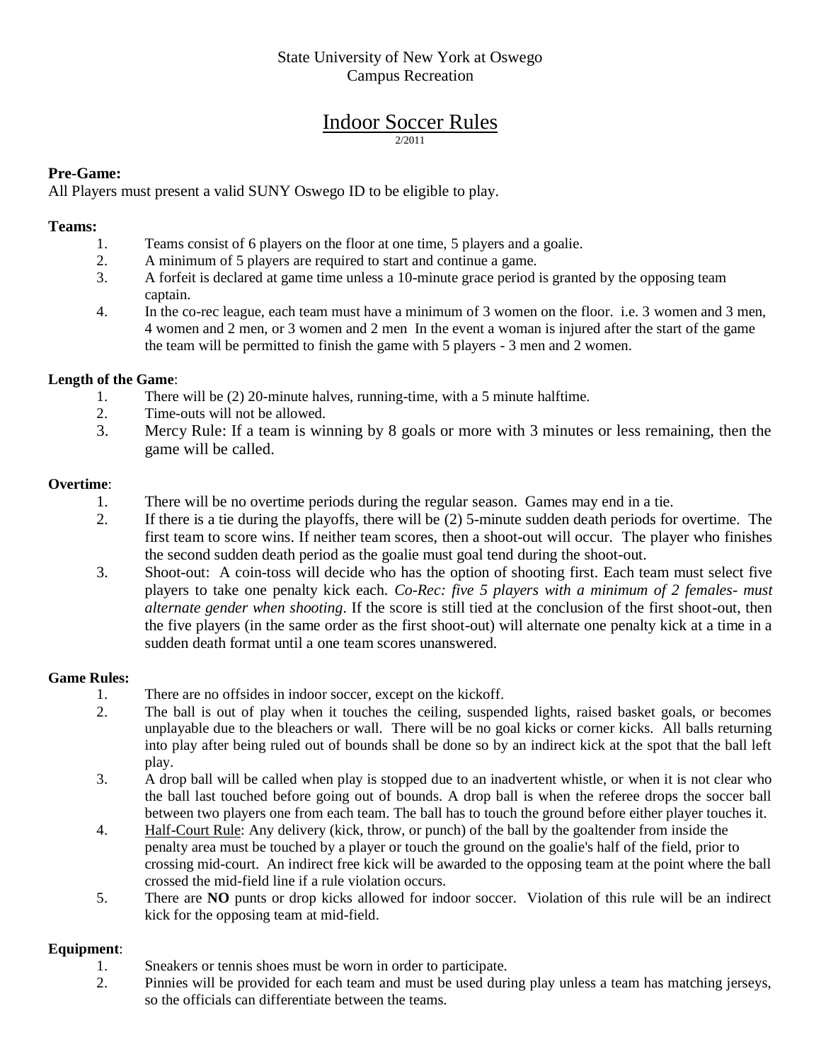State University of New York at Oswego
Campus Recreation

# Indoor Soccer Rules

2/2011

**Pre-Game:**
All Players must present a valid SUNY Oswego ID to be eligible to play.

**Teams:**

1. Teams consist of 6 players on the floor at one time, 5 players and a goalie.
2. A minimum of 5 players are required to start and continue a game.
3. A forfeit is declared at game time unless a 10-minute grace period is granted by the opposing team captain.
4. In the co-rec league, each team must have a minimum of 3 women on the floor. i.e. 3 women and 3 men, 4 women and 2 men, or 3 women and 2 men In the event a woman is injured after the start of the game the team will be permitted to finish the game with 5 players - 3 men and 2 women.

**Length of the Game**:

1. There will be (2) 20-minute halves, running-time, with a 5 minute halftime.
2. Time-outs will not be allowed.
3. Mercy Rule: If a team is winning by 8 goals or more with 3 minutes or less remaining, then the game will be called.

**Overtime**:

1. There will be no overtime periods during the regular season. Games may end in a tie.
2. If there is a tie during the playoffs, there will be (2) 5-minute sudden death periods for overtime. The first team to score wins. If neither team scores, then a shoot-out will occur. The player who finishes the second sudden death period as the goalie must goal tend during the shoot-out.
3. Shoot-out: A coin-toss will decide who has the option of shooting first. Each team must select five players to take one penalty kick each. *Co-Rec: five 5 players with a minimum of 2 females- must alternate gender when shooting*. If the score is still tied at the conclusion of the first shoot-out, then the five players (in the same order as the first shoot-out) will alternate one penalty kick at a time in a sudden death format until a one team scores unanswered.

**Game Rules:**

1. There are no offsides in indoor soccer, except on the kickoff.
2. The ball is out of play when it touches the ceiling, suspended lights, raised basket goals, or becomes unplayable due to the bleachers or wall. There will be no goal kicks or corner kicks. All balls returning into play after being ruled out of bounds shall be done so by an indirect kick at the spot that the ball left play.
3. A drop ball will be called when play is stopped due to an inadvertent whistle, or when it is not clear who the ball last touched before going out of bounds. A drop ball is when the referee drops the soccer ball between two players one from each team. The ball has to touch the ground before either player touches it.
4. Half-Court Rule: Any delivery (kick, throw, or punch) of the ball by the goaltender from inside the penalty area must be touched by a player or touch the ground on the goalie's half of the field, prior to crossing mid-court. An indirect free kick will be awarded to the opposing team at the point where the ball crossed the mid-field line if a rule violation occurs.
5. There are **NO** punts or drop kicks allowed for indoor soccer. Violation of this rule will be an indirect kick for the opposing team at mid-field.

**Equipment**:

1. Sneakers or tennis shoes must be worn in order to participate.
2. Pinnies will be provided for each team and must be used during play unless a team has matching jerseys, so the officials can differentiate between the teams.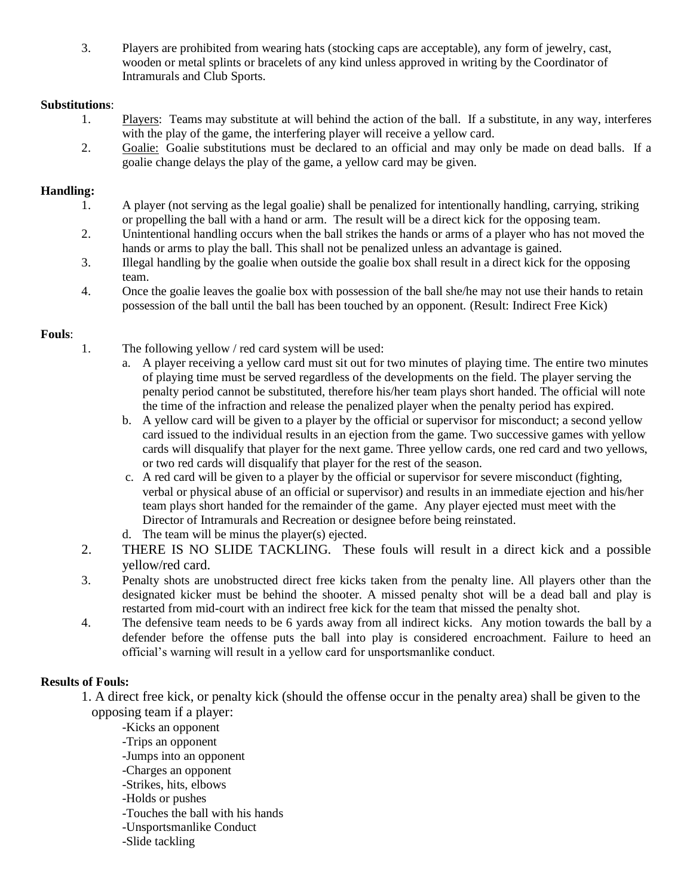3. Players are prohibited from wearing hats (stocking caps are acceptable), any form of jewelry, cast, wooden or metal splints or bracelets of any kind unless approved in writing by the Coordinator of Intramurals and Club Sports.

**Substitutions**:

1. Players: Teams may substitute at will behind the action of the ball. If a substitute, in any way, interferes with the play of the game, the interfering player will receive a yellow card.
2. Goalie: Goalie substitutions must be declared to an official and may only be made on dead balls. If a goalie change delays the play of the game, a yellow card may be given.

**Handling:**

1. A player (not serving as the legal goalie) shall be penalized for intentionally handling, carrying, striking or propelling the ball with a hand or arm. The result will be a direct kick for the opposing team.
2. Unintentional handling occurs when the ball strikes the hands or arms of a player who has not moved the hands or arms to play the ball. This shall not be penalized unless an advantage is gained.
3. Illegal handling by the goalie when outside the goalie box shall result in a direct kick for the opposing team.
4. Once the goalie leaves the goalie box with possession of the ball she/he may not use their hands to retain possession of the ball until the ball has been touched by an opponent. (Result: Indirect Free Kick)

**Fouls**:

1. The following yellow / red card system will be used:
   a. A player receiving a yellow card must sit out for two minutes of playing time. The entire two minutes of playing time must be served regardless of the developments on the field. The player serving the penalty period cannot be substituted, therefore his/her team plays short handed. The official will note the time of the infraction and release the penalized player when the penalty period has expired.
   b. A yellow card will be given to a player by the official or supervisor for misconduct; a second yellow card issued to the individual results in an ejection from the game. Two successive games with yellow cards will disqualify that player for the next game. Three yellow cards, one red card and two yellows, or two red cards will disqualify that player for the rest of the season.
   c. A red card will be given to a player by the official or supervisor for severe misconduct (fighting, verbal or physical abuse of an official or supervisor) and results in an immediate ejection and his/her team plays short handed for the remainder of the game. Any player ejected must meet with the Director of Intramurals and Recreation or designee before being reinstated.
   d. The team will be minus the player(s) ejected.
2. THERE IS NO SLIDE TACKLING. These fouls will result in a direct kick and a possible yellow/red card.
3. Penalty shots are unobstructed direct free kicks taken from the penalty line. All players other than the designated kicker must be behind the shooter. A missed penalty shot will be a dead ball and play is restarted from mid-court with an indirect free kick for the team that missed the penalty shot.
4. The defensive team needs to be 6 yards away from all indirect kicks. Any motion towards the ball by a defender before the offense puts the ball into play is considered encroachment. Failure to heed an official's warning will result in a yellow card for unsportsmanlike conduct.

**Results of Fouls:**

1. A direct free kick, or penalty kick (should the offense occur in the penalty area) shall be given to the opposing team if a player:
   - Kicks an opponent
   - Trips an opponent
   - Jumps into an opponent
   - Charges an opponent
   - Strikes, hits, elbows
   - Holds or pushes
   - Touches the ball with his hands
   - Unsportsmanlike Conduct
   - Slide tackling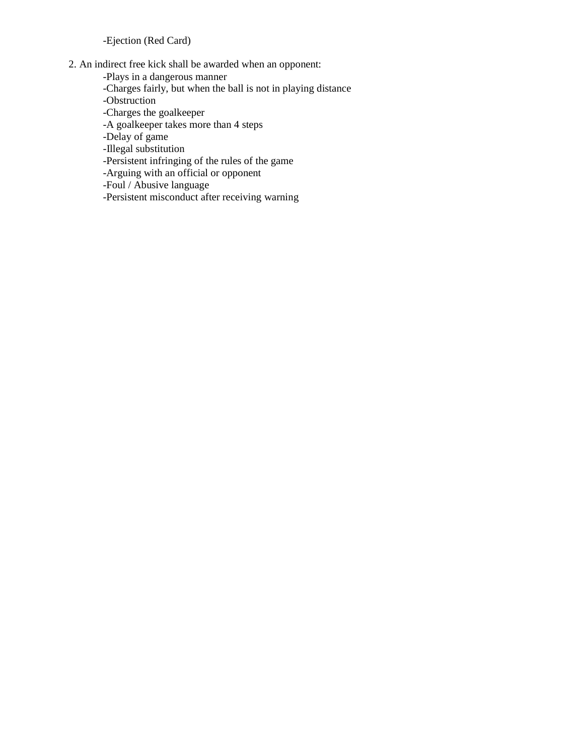-Ejection (Red Card)

2. An indirect free kick shall be awarded when an opponent:
   - Plays in a dangerous manner
   - Charges fairly, but when the ball is not in playing distance
   - Obstruction
   - Charges the goalkeeper
   - A goalkeeper takes more than 4 steps
   - Delay of game
   - Illegal substitution
   - Persistent infringing of the rules of the game
   - Arguing with an official or opponent
   - Foul / Abusive language
   - Persistent misconduct after receiving warning